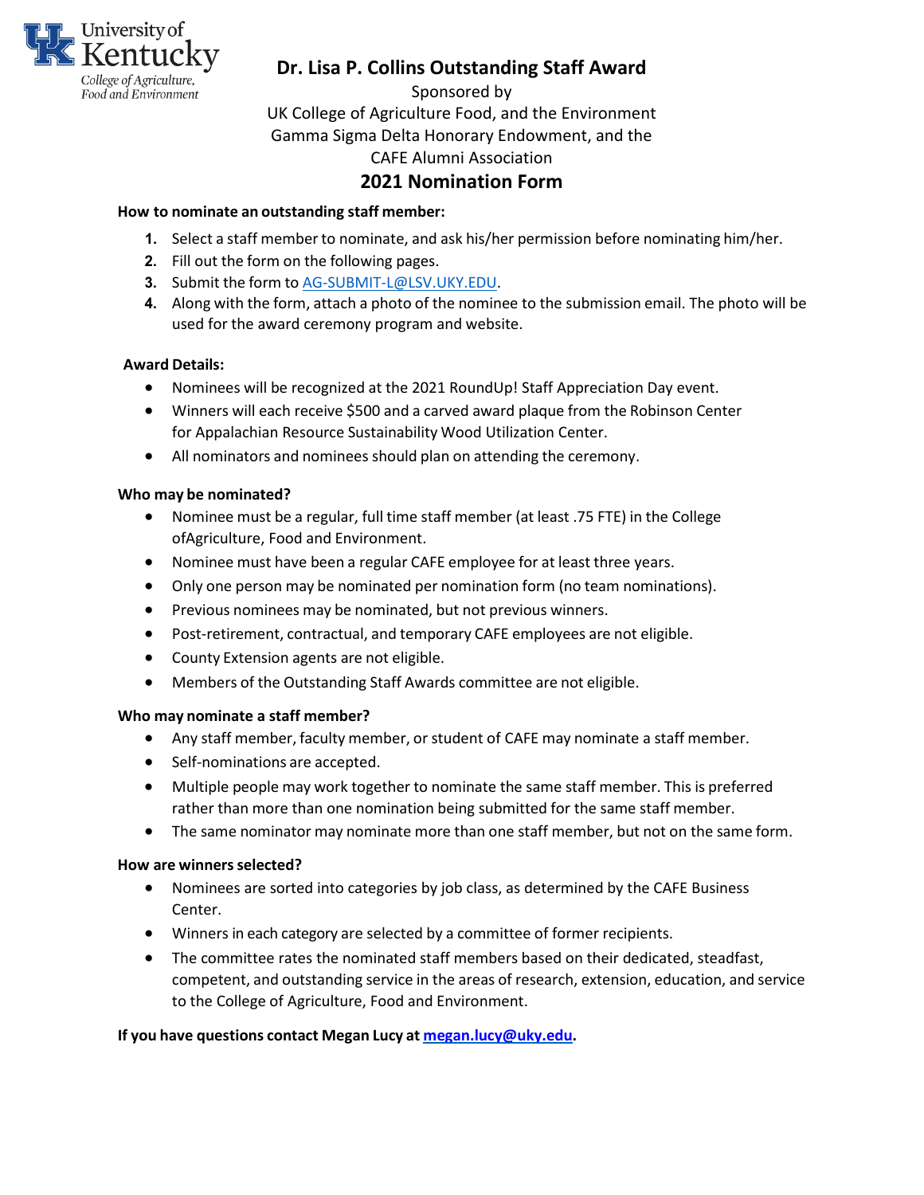University of Kentucky
College of Agriculture, Food and Environment

# Dr. Lisa P. Collins Outstanding Staff Award

Sponsored by
UK College of Agriculture Food, and the Environment
Gamma Sigma Delta Honorary Endowment, and the
CAFE Alumni Association

## 2021 Nomination Form

**How to nominate an outstanding staff member:**

1. Select a staff member to nominate, and ask his/her permission before nominating him/her.
2. Fill out the form on the following pages.
3. Submit the form to AG-SUBMIT-L@LSV.UKY.EDU.
4. Along with the form, attach a photo of the nominee to the submission email. The photo will be used for the award ceremony program and website.

**Award Details:**

- Nominees will be recognized at the 2021 RoundUp! Staff Appreciation Day event.
- Winners will each receive $500 and a carved award plaque from the Robinson Center for Appalachian Resource Sustainability Wood Utilization Center.
- All nominators and nominees should plan on attending the ceremony.

**Who may be nominated?**

- Nominee must be a regular, full time staff member (at least .75 FTE) in the College ofAgriculture, Food and Environment.
- Nominee must have been a regular CAFE employee for at least three years.
- Only one person may be nominated per nomination form (no team nominations).
- Previous nominees may be nominated, but not previous winners.
- Post-retirement, contractual, and temporary CAFE employees are not eligible.
- County Extension agents are not eligible.
- Members of the Outstanding Staff Awards committee are not eligible.

**Who may nominate a staff member?**

- Any staff member, faculty member, or student of CAFE may nominate a staff member.
- Self-nominations are accepted.
- Multiple people may work together to nominate the same staff member. This is preferred rather than more than one nomination being submitted for the same staff member.
- The same nominator may nominate more than one staff member, but not on the same form.

**How are winners selected?**

- Nominees are sorted into categories by job class, as determined by the CAFE Business Center.
- Winners in each category are selected by a committee of former recipients.
- The committee rates the nominated staff members based on their dedicated, steadfast, competent, and outstanding service in the areas of research, extension, education, and service to the College of Agriculture, Food and Environment.

**If you have questions contact Megan Lucy at megan.lucy@uky.edu.**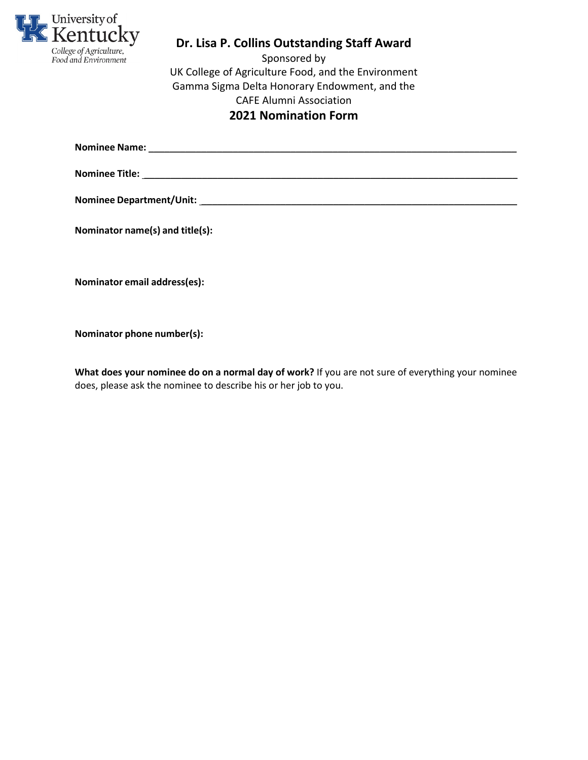University of Kentucky
College of Agriculture, Food and Environment

## Dr. Lisa P. Collins Outstanding Staff Award

Sponsored by
UK College of Agriculture Food, and the Environment
Gamma Sigma Delta Honorary Endowment, and the
CAFE Alumni Association

## 2021 Nomination Form

**Nominee Name:** ____________________________________________________________

**Nominee Title:** ____________________________________________________________

**Nominee Department/Unit:** ____________________________________________________

**Nominator name(s) and title(s):**

**Nominator email address(es):**

**Nominator phone number(s):**

**What does your nominee do on a normal day of work?** If you are not sure of everything your nominee does, please ask the nominee to describe his or her job to you.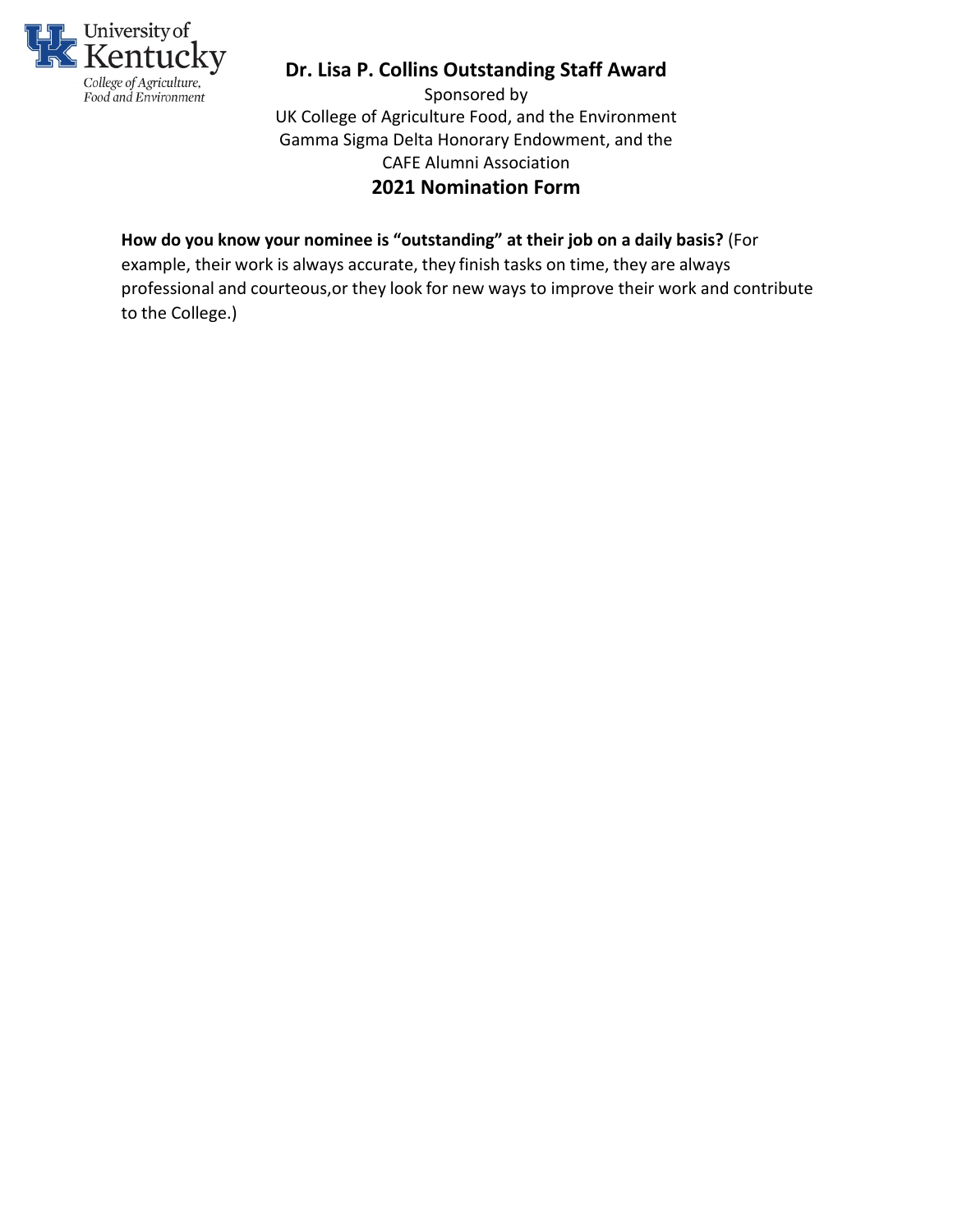University of Kentucky
College of Agriculture, Food and Environment

## Dr. Lisa P. Collins Outstanding Staff Award

Sponsored by
UK College of Agriculture Food, and the Environment
Gamma Sigma Delta Honorary Endowment, and the
CAFE Alumni Association

## 2021 Nomination Form

**How do you know your nominee is "outstanding" at their job on a daily basis?** (For example, their work is always accurate, they finish tasks on time, they are always professional and courteous,or they look for new ways to improve their work and contribute to the College.)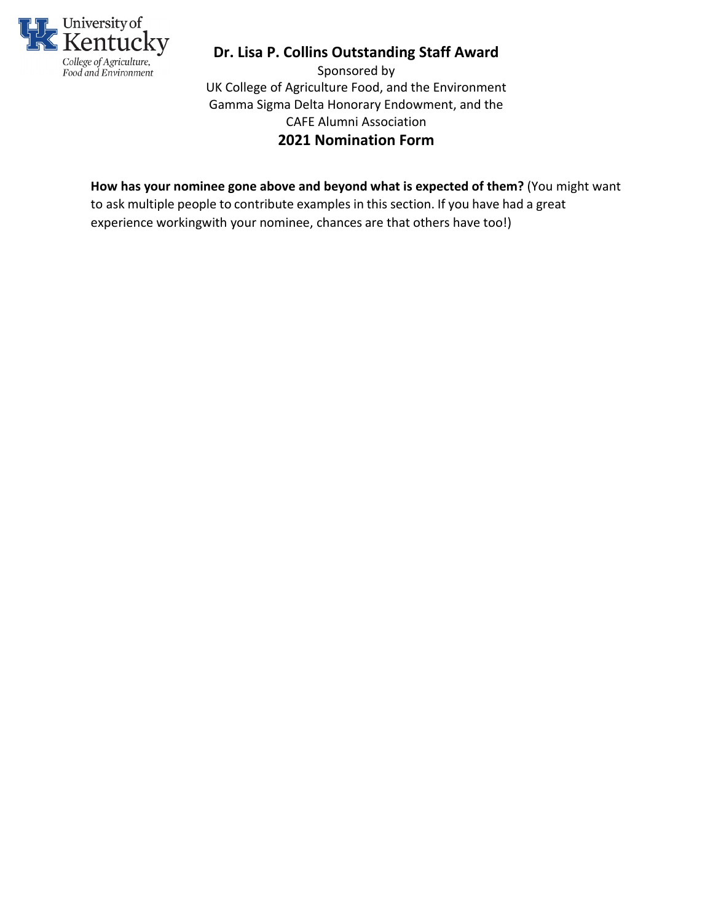University of Kentucky
College of Agriculture, Food and Environment

# Dr. Lisa P. Collins Outstanding Staff Award

Sponsored by
UK College of Agriculture Food, and the Environment
Gamma Sigma Delta Honorary Endowment, and the
CAFE Alumni Association

## 2021 Nomination Form

**How has your nominee gone above and beyond what is expected of them?** (You might want to ask multiple people to contribute examples in this section. If you have had a great experience workingwith your nominee, chances are that others have too!)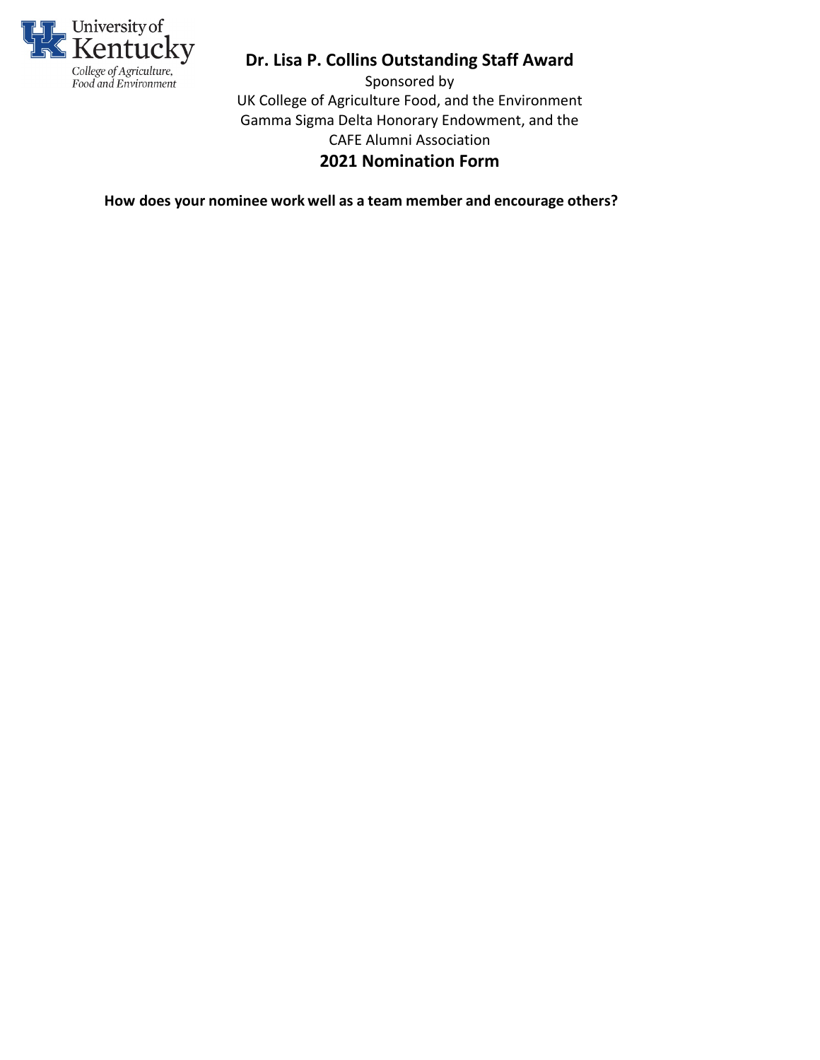University of Kentucky
College of Agriculture, Food and Environment

## Dr. Lisa P. Collins Outstanding Staff Award

Sponsored by
UK College of Agriculture Food, and the Environment
Gamma Sigma Delta Honorary Endowment, and the
CAFE Alumni Association

## 2021 Nomination Form

**How does your nominee work well as a team member and encourage others?**